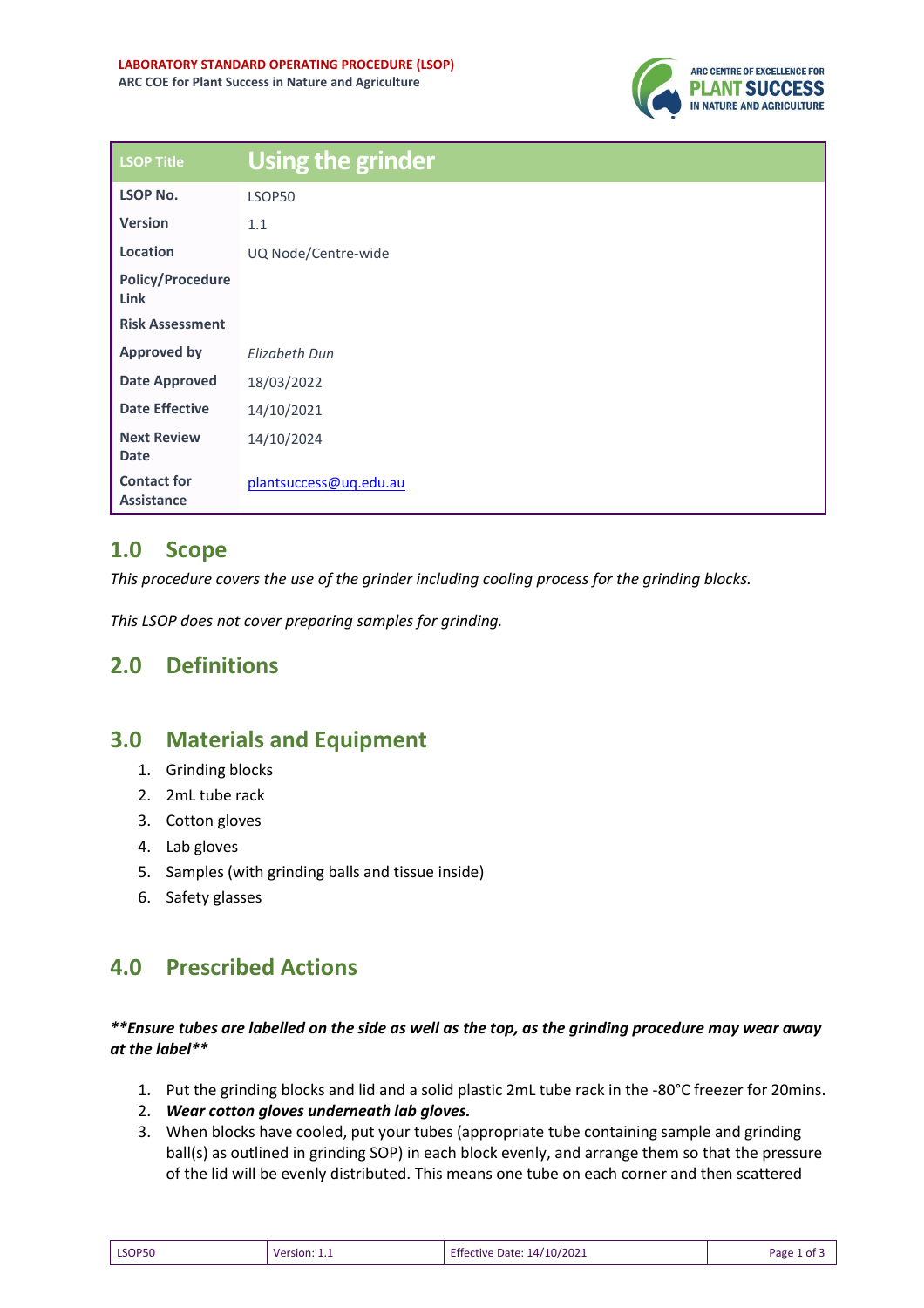**LABORATORY STANDARD OPERATING PROCEDURE (LSOP)**
**ARC COE for Plant Success in Nature and Agriculture**

ARC CENTRE OF EXCELLENCE FOR PLANT SUCCESS IN NATURE AND AGRICULTURE

| LSOP Title | Using the grinder |
|---|---|
| **LSOP No.** | LSOP50 |
| **Version** | 1.1 |
| **Location** | UQ Node/Centre-wide |
| **Policy/Procedure Link** | |
| **Risk Assessment** | |
| **Approved by** | *Elizabeth Dun* |
| **Date Approved** | 18/03/2022 |
| **Date Effective** | 14/10/2021 |
| **Next Review Date** | 14/10/2024 |
| **Contact for Assistance** | plantsuccess@uq.edu.au |

## 1.0 Scope

*This procedure covers the use of the grinder including cooling process for the grinding blocks.*

*This LSOP does not cover preparing samples for grinding.*

## 2.0 Definitions

## 3.0 Materials and Equipment

1. Grinding blocks
2. 2mL tube rack
3. Cotton gloves
4. Lab gloves
5. Samples (with grinding balls and tissue inside)
6. Safety glasses

## 4.0 Prescribed Actions

***\*\*Ensure tubes are labelled on the side as well as the top, as the grinding procedure may wear away at the label\*\****

1. Put the grinding blocks and lid and a solid plastic 2mL tube rack in the -80°C freezer for 20mins.
2. ***Wear cotton gloves underneath lab gloves.***
3. When blocks have cooled, put your tubes (appropriate tube containing sample and grinding ball(s) as outlined in grinding SOP) in each block evenly, and arrange them so that the pressure of the lid will be evenly distributed. This means one tube on each corner and then scattered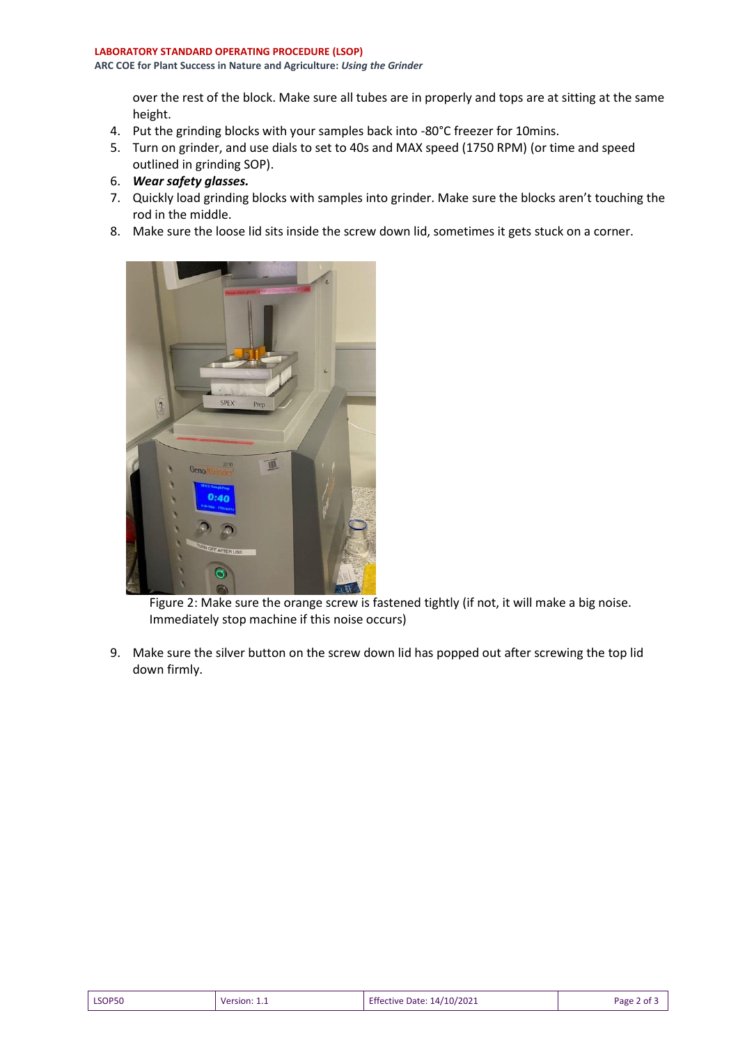over the rest of the block. Make sure all tubes are in properly and tops are at sitting at the same height.

4. Put the grinding blocks with your samples back into -80°C freezer for 10mins.
5. Turn on grinder, and use dials to set to 40s and MAX speed (1750 RPM) (or time and speed outlined in grinding SOP).
6. ***Wear safety glasses.***
7. Quickly load grinding blocks with samples into grinder. Make sure the blocks aren't touching the rod in the middle.
8. Make sure the loose lid sits inside the screw down lid, sometimes it gets stuck on a corner.

Figure 2: Make sure the orange screw is fastened tightly (if not, it will make a big noise. Immediately stop machine if this noise occurs)

9. Make sure the silver button on the screw down lid has popped out after screwing the top lid down firmly.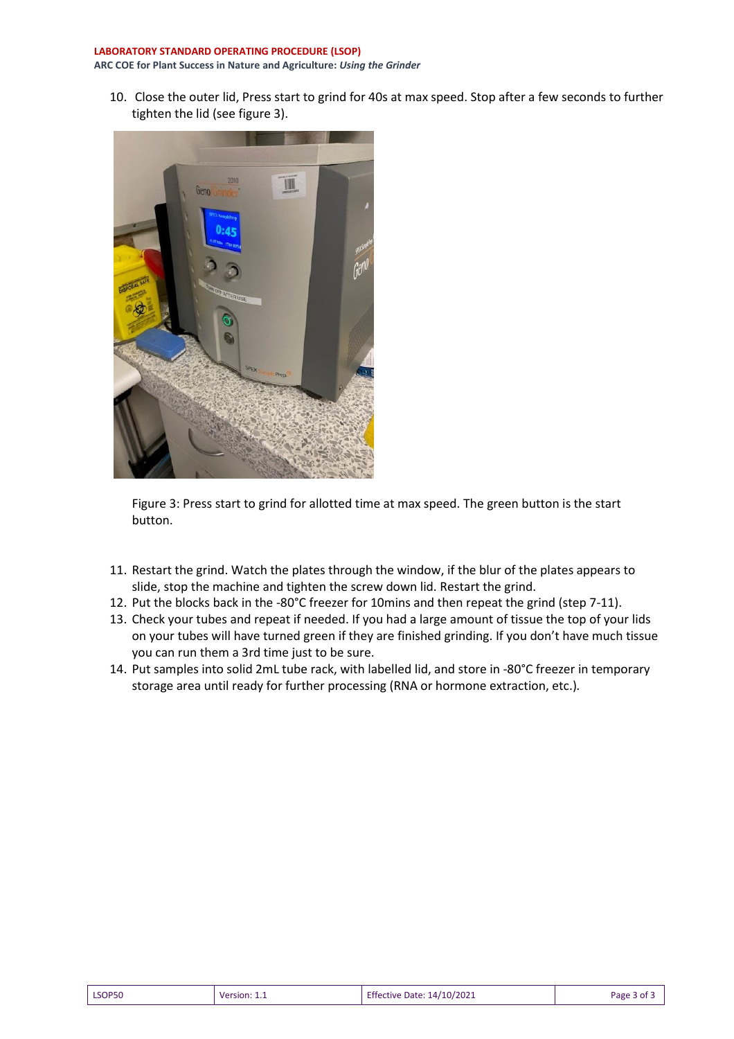10. Close the outer lid, Press start to grind for 40s at max speed. Stop after a few seconds to further tighten the lid (see figure 3).

Figure 3: Press start to grind for allotted time at max speed. The green button is the start button.

11. Restart the grind. Watch the plates through the window, if the blur of the plates appears to slide, stop the machine and tighten the screw down lid. Restart the grind.
12. Put the blocks back in the -80°C freezer for 10mins and then repeat the grind (step 7-11).
13. Check your tubes and repeat if needed. If you had a large amount of tissue the top of your lids on your tubes will have turned green if they are finished grinding. If you don't have much tissue you can run them a 3rd time just to be sure.
14. Put samples into solid 2mL tube rack, with labelled lid, and store in -80°C freezer in temporary storage area until ready for further processing (RNA or hormone extraction, etc.).